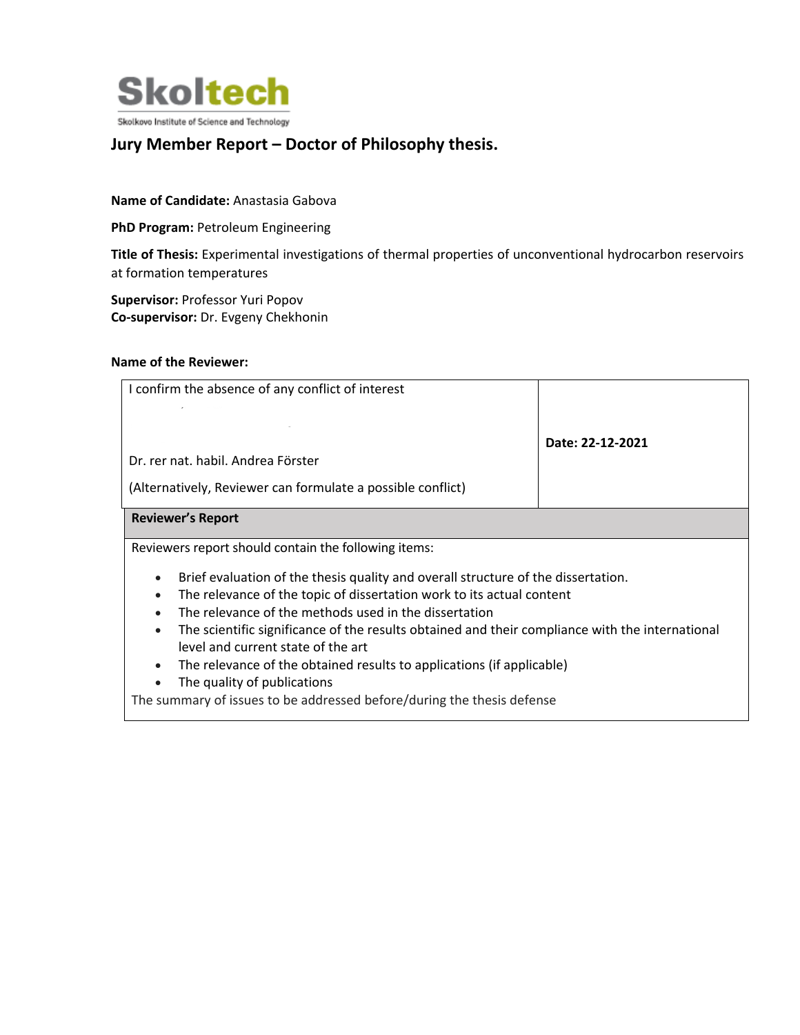Skoltech

Skolkovo Institute of Science and Technology

## Jury Member Report – Doctor of Philosophy thesis.

**Name of Candidate:** Anastasia Gabova

**PhD Program:** Petroleum Engineering

**Title of Thesis:** Experimental investigations of thermal properties of unconventional hydrocarbon reservoirs at formation temperatures

**Supervisor:** Professor Yuri Popov
**Co-supervisor:** Dr. Evgeny Chekhonin

**Name of the Reviewer:**

| I confirm the absence of any conflict of interest<br><br>Dr. rer nat. habil. Andrea Förster<br><br>(Alternatively, Reviewer can formulate a possible conflict) | **Date: 22-12-2021** |
|---|---|

**Reviewer's Report**

Reviewers report should contain the following items:

- Brief evaluation of the thesis quality and overall structure of the dissertation.
- The relevance of the topic of dissertation work to its actual content
- The relevance of the methods used in the dissertation
- The scientific significance of the results obtained and their compliance with the international level and current state of the art
- The relevance of the obtained results to applications (if applicable)
- The quality of publications

The summary of issues to be addressed before/during the thesis defense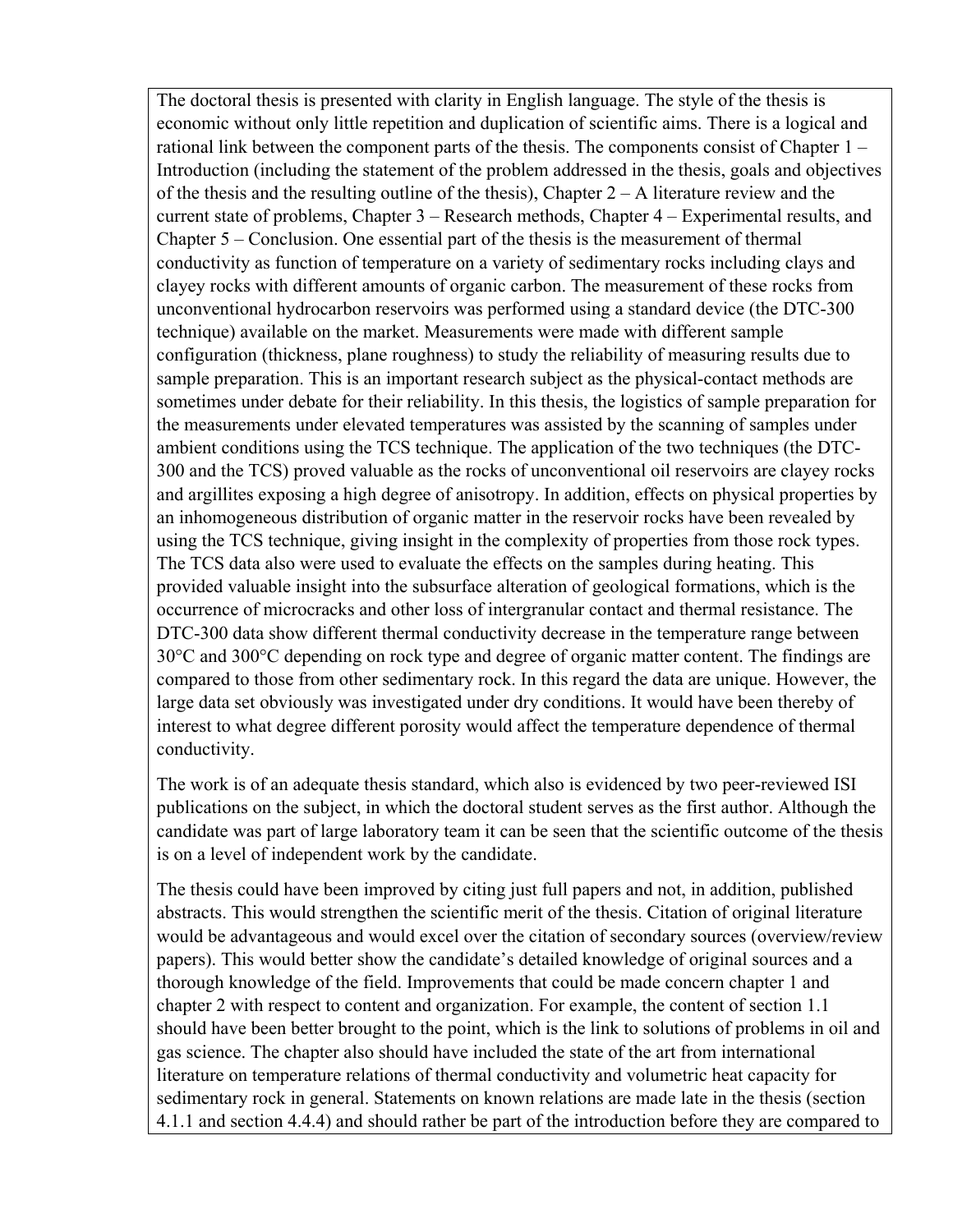The doctoral thesis is presented with clarity in English language. The style of the thesis is economic without only little repetition and duplication of scientific aims. There is a logical and rational link between the component parts of the thesis. The components consist of Chapter 1 – Introduction (including the statement of the problem addressed in the thesis, goals and objectives of the thesis and the resulting outline of the thesis), Chapter 2 – A literature review and the current state of problems, Chapter 3 – Research methods, Chapter 4 – Experimental results, and Chapter 5 – Conclusion. One essential part of the thesis is the measurement of thermal conductivity as function of temperature on a variety of sedimentary rocks including clays and clayey rocks with different amounts of organic carbon. The measurement of these rocks from unconventional hydrocarbon reservoirs was performed using a standard device (the DTC-300 technique) available on the market. Measurements were made with different sample configuration (thickness, plane roughness) to study the reliability of measuring results due to sample preparation. This is an important research subject as the physical-contact methods are sometimes under debate for their reliability. In this thesis, the logistics of sample preparation for the measurements under elevated temperatures was assisted by the scanning of samples under ambient conditions using the TCS technique. The application of the two techniques (the DTC-300 and the TCS) proved valuable as the rocks of unconventional oil reservoirs are clayey rocks and argillites exposing a high degree of anisotropy. In addition, effects on physical properties by an inhomogeneous distribution of organic matter in the reservoir rocks have been revealed by using the TCS technique, giving insight in the complexity of properties from those rock types. The TCS data also were used to evaluate the effects on the samples during heating. This provided valuable insight into the subsurface alteration of geological formations, which is the occurrence of microcracks and other loss of intergranular contact and thermal resistance. The DTC-300 data show different thermal conductivity decrease in the temperature range between 30°C and 300°C depending on rock type and degree of organic matter content. The findings are compared to those from other sedimentary rock. In this regard the data are unique. However, the large data set obviously was investigated under dry conditions. It would have been thereby of interest to what degree different porosity would affect the temperature dependence of thermal conductivity.

The work is of an adequate thesis standard, which also is evidenced by two peer-reviewed ISI publications on the subject, in which the doctoral student serves as the first author. Although the candidate was part of large laboratory team it can be seen that the scientific outcome of the thesis is on a level of independent work by the candidate.

The thesis could have been improved by citing just full papers and not, in addition, published abstracts. This would strengthen the scientific merit of the thesis. Citation of original literature would be advantageous and would excel over the citation of secondary sources (overview/review papers). This would better show the candidate's detailed knowledge of original sources and a thorough knowledge of the field. Improvements that could be made concern chapter 1 and chapter 2 with respect to content and organization. For example, the content of section 1.1 should have been better brought to the point, which is the link to solutions of problems in oil and gas science. The chapter also should have included the state of the art from international literature on temperature relations of thermal conductivity and volumetric heat capacity for sedimentary rock in general. Statements on known relations are made late in the thesis (section 4.1.1 and section 4.4.4) and should rather be part of the introduction before they are compared to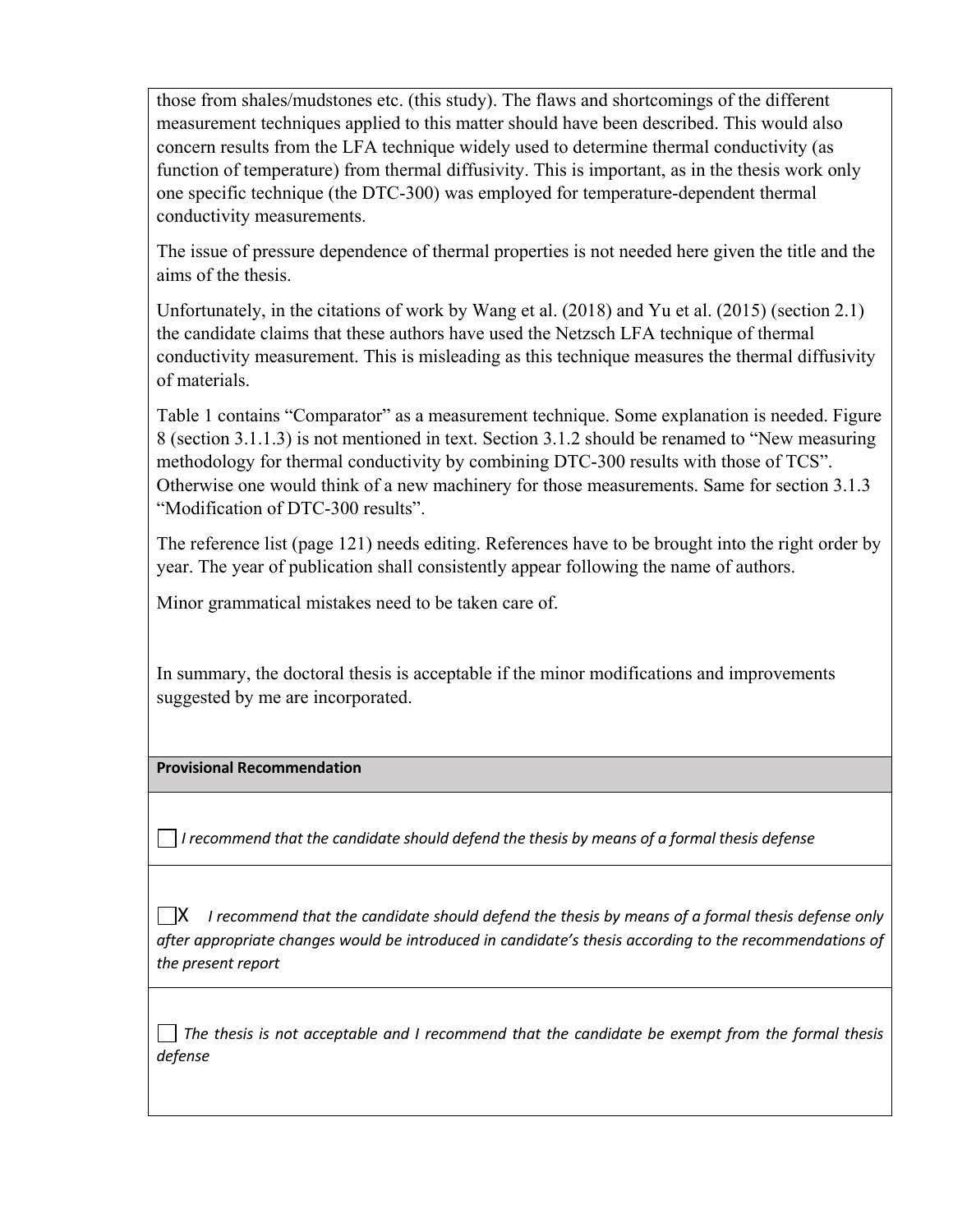those from shales/mudstones etc. (this study). The flaws and shortcomings of the different measurement techniques applied to this matter should have been described. This would also concern results from the LFA technique widely used to determine thermal conductivity (as function of temperature) from thermal diffusivity. This is important, as in the thesis work only one specific technique (the DTC-300) was employed for temperature-dependent thermal conductivity measurements.

The issue of pressure dependence of thermal properties is not needed here given the title and the aims of the thesis.

Unfortunately, in the citations of work by Wang et al. (2018) and Yu et al. (2015) (section 2.1) the candidate claims that these authors have used the Netzsch LFA technique of thermal conductivity measurement. This is misleading as this technique measures the thermal diffusivity of materials.

Table 1 contains "Comparator" as a measurement technique. Some explanation is needed. Figure 8 (section 3.1.1.3) is not mentioned in text. Section 3.1.2 should be renamed to "New measuring methodology for thermal conductivity by combining DTC-300 results with those of TCS". Otherwise one would think of a new machinery for those measurements. Same for section 3.1.3 "Modification of DTC-300 results".

The reference list (page 121) needs editing. References have to be brought into the right order by year. The year of publication shall consistently appear following the name of authors.

Minor grammatical mistakes need to be taken care of.

In summary, the doctoral thesis is acceptable if the minor modifications and improvements suggested by me are incorporated.

**Provisional Recommendation**

☐ *I recommend that the candidate should defend the thesis by means of a formal thesis defense*

☐X *I recommend that the candidate should defend the thesis by means of a formal thesis defense only after appropriate changes would be introduced in candidate's thesis according to the recommendations of the present report*

☐ *The thesis is not acceptable and I recommend that the candidate be exempt from the formal thesis defense*